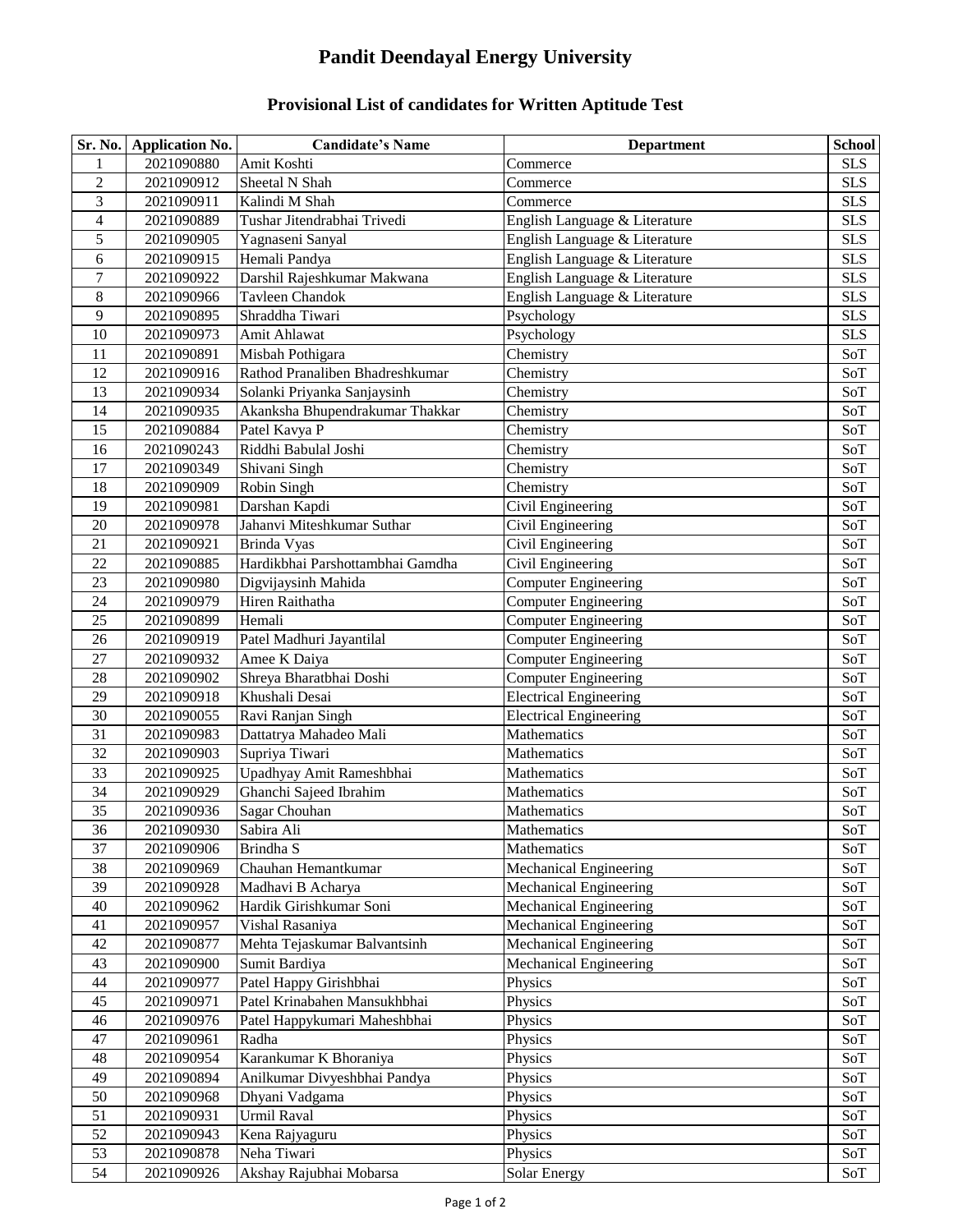# Pandit Deendayal Energy University

## Provisional List of candidates for Written Aptitude Test

| Sr. No. | Application No. | Candidate's Name | Department | School |
|---|---|---|---|---|
| 1 | 2021090880 | Amit Koshti | Commerce | SLS |
| 2 | 2021090912 | Sheetal N Shah | Commerce | SLS |
| 3 | 2021090911 | Kalindi M Shah | Commerce | SLS |
| 4 | 2021090889 | Tushar Jitendrabhai Trivedi | English Language & Literature | SLS |
| 5 | 2021090905 | Yagnaseni Sanyal | English Language & Literature | SLS |
| 6 | 2021090915 | Hemali Pandya | English Language & Literature | SLS |
| 7 | 2021090922 | Darshil Rajeshkumar Makwana | English Language & Literature | SLS |
| 8 | 2021090966 | Tavleen Chandok | English Language & Literature | SLS |
| 9 | 2021090895 | Shraddha Tiwari | Psychology | SLS |
| 10 | 2021090973 | Amit Ahlawat | Psychology | SLS |
| 11 | 2021090891 | Misbah Pothigara | Chemistry | SoT |
| 12 | 2021090916 | Rathod Pranaliben Bhadreshkumar | Chemistry | SoT |
| 13 | 2021090934 | Solanki Priyanka Sanjaysinh | Chemistry | SoT |
| 14 | 2021090935 | Akanksha Bhupendrakumar Thakkar | Chemistry | SoT |
| 15 | 2021090884 | Patel Kavya P | Chemistry | SoT |
| 16 | 2021090243 | Riddhi Babulal Joshi | Chemistry | SoT |
| 17 | 2021090349 | Shivani Singh | Chemistry | SoT |
| 18 | 2021090909 | Robin Singh | Chemistry | SoT |
| 19 | 2021090981 | Darshan Kapdi | Civil Engineering | SoT |
| 20 | 2021090978 | Jahanvi Miteshkumar Suthar | Civil Engineering | SoT |
| 21 | 2021090921 | Brinda Vyas | Civil Engineering | SoT |
| 22 | 2021090885 | Hardikbhai Parshottambhai Gamdha | Civil Engineering | SoT |
| 23 | 2021090980 | Digvijaysinh Mahida | Computer Engineering | SoT |
| 24 | 2021090979 | Hiren Raithatha | Computer Engineering | SoT |
| 25 | 2021090899 | Hemali | Computer Engineering | SoT |
| 26 | 2021090919 | Patel Madhuri Jayantilal | Computer Engineering | SoT |
| 27 | 2021090932 | Amee K Daiya | Computer Engineering | SoT |
| 28 | 2021090902 | Shreya Bharatbhai Doshi | Computer Engineering | SoT |
| 29 | 2021090918 | Khushali Desai | Electrical Engineering | SoT |
| 30 | 2021090055 | Ravi Ranjan Singh | Electrical Engineering | SoT |
| 31 | 2021090983 | Dattatrya Mahadeo Mali | Mathematics | SoT |
| 32 | 2021090903 | Supriya Tiwari | Mathematics | SoT |
| 33 | 2021090925 | Upadhyay Amit Rameshbhai | Mathematics | SoT |
| 34 | 2021090929 | Ghanchi Sajeed Ibrahim | Mathematics | SoT |
| 35 | 2021090936 | Sagar Chouhan | Mathematics | SoT |
| 36 | 2021090930 | Sabira Ali | Mathematics | SoT |
| 37 | 2021090906 | Brindha S | Mathematics | SoT |
| 38 | 2021090969 | Chauhan Hemantkumar | Mechanical Engineering | SoT |
| 39 | 2021090928 | Madhavi B Acharya | Mechanical Engineering | SoT |
| 40 | 2021090962 | Hardik Girishkumar Soni | Mechanical Engineering | SoT |
| 41 | 2021090957 | Vishal Rasaniya | Mechanical Engineering | SoT |
| 42 | 2021090877 | Mehta Tejaskumar Balvantsinh | Mechanical Engineering | SoT |
| 43 | 2021090900 | Sumit Bardiya | Mechanical Engineering | SoT |
| 44 | 2021090977 | Patel Happy Girishbhai | Physics | SoT |
| 45 | 2021090971 | Patel Krinabahen Mansukhbhai | Physics | SoT |
| 46 | 2021090976 | Patel Happykumari Maheshbhai | Physics | SoT |
| 47 | 2021090961 | Radha | Physics | SoT |
| 48 | 2021090954 | Karankumar K Bhoraniya | Physics | SoT |
| 49 | 2021090894 | Anilkumar Divyeshbhai Pandya | Physics | SoT |
| 50 | 2021090968 | Dhyani Vadgama | Physics | SoT |
| 51 | 2021090931 | Urmil Raval | Physics | SoT |
| 52 | 2021090943 | Kena Rajyaguru | Physics | SoT |
| 53 | 2021090878 | Neha Tiwari | Physics | SoT |
| 54 | 2021090926 | Akshay Rajubhai Mobarsa | Solar Energy | SoT |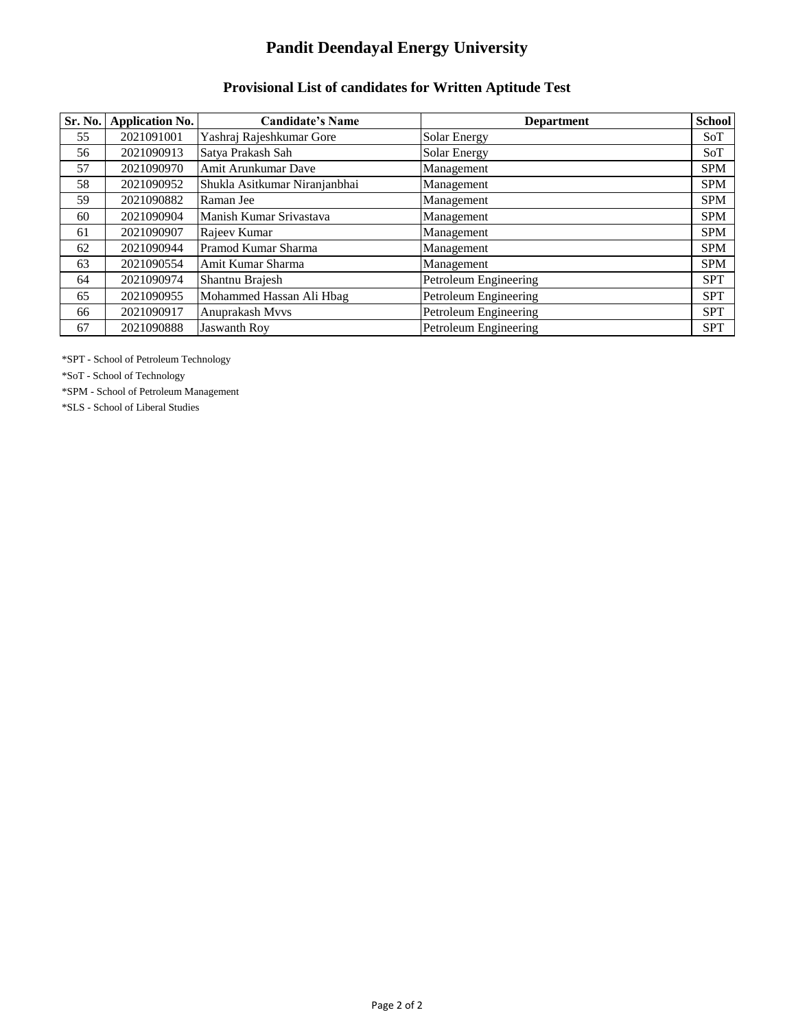# Pandit Deendayal Energy University

## Provisional List of candidates for Written Aptitude Test

| Sr. No. | Application No. | Candidate's Name | Department | School |
|---|---|---|---|---|
| 55 | 2021091001 | Yashraj Rajeshkumar Gore | Solar Energy | SoT |
| 56 | 2021090913 | Satya Prakash Sah | Solar Energy | SoT |
| 57 | 2021090970 | Amit Arunkumar Dave | Management | SPM |
| 58 | 2021090952 | Shukla Asitkumar Niranjanbhai | Management | SPM |
| 59 | 2021090882 | Raman Jee | Management | SPM |
| 60 | 2021090904 | Manish Kumar Srivastava | Management | SPM |
| 61 | 2021090907 | Rajeev Kumar | Management | SPM |
| 62 | 2021090944 | Pramod Kumar Sharma | Management | SPM |
| 63 | 2021090554 | Amit Kumar Sharma | Management | SPM |
| 64 | 2021090974 | Shantnu Brajesh | Petroleum Engineering | SPT |
| 65 | 2021090955 | Mohammed Hassan Ali Hbag | Petroleum Engineering | SPT |
| 66 | 2021090917 | Anuprakash Mvvs | Petroleum Engineering | SPT |
| 67 | 2021090888 | Jaswanth Roy | Petroleum Engineering | SPT |

*SPT - School of Petroleum Technology

*SoT - School of Technology

*SPM - School of Petroleum Management

*SLS - School of Liberal Studies